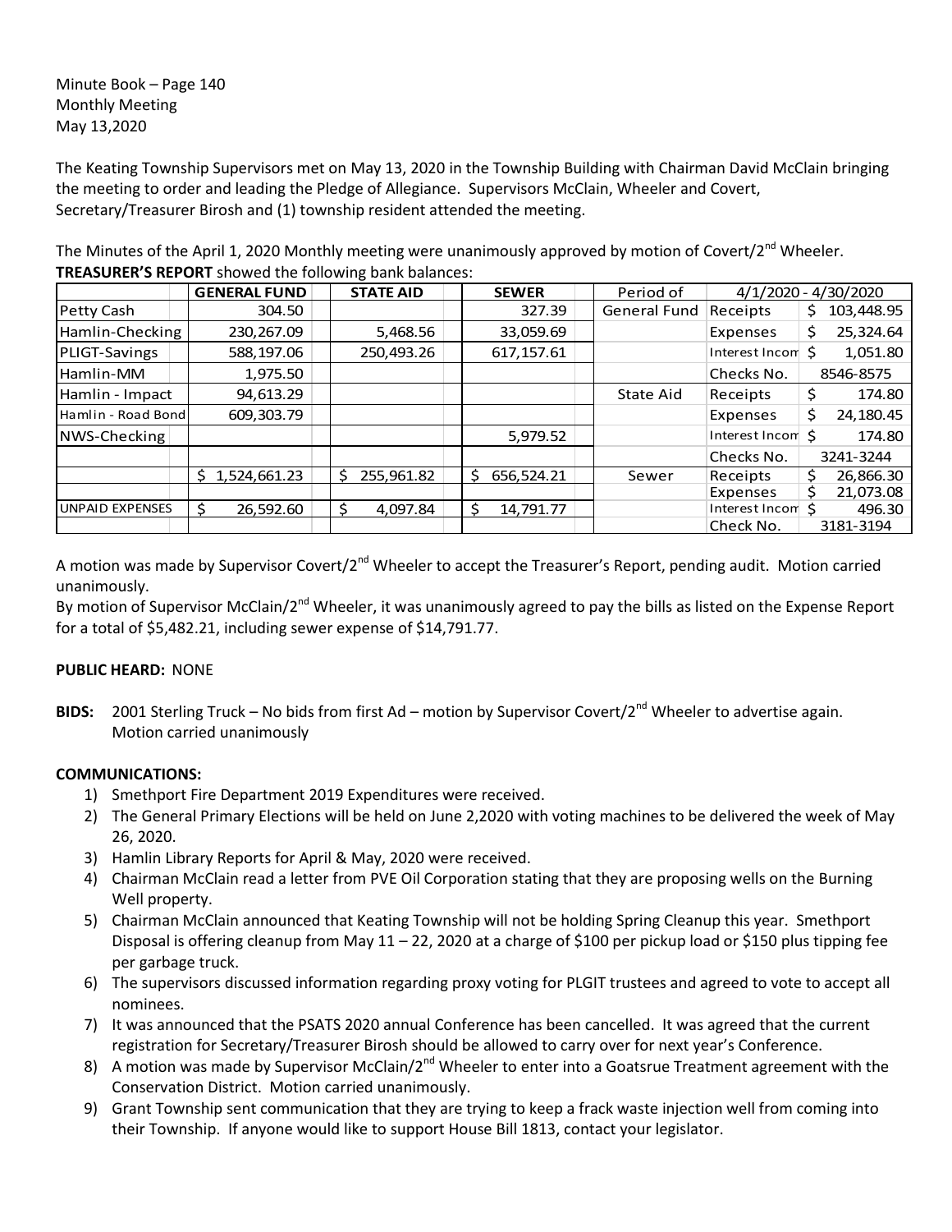Minute Book – Page 140
Monthly Meeting
May 13,2020

The Keating Township Supervisors met on May 13, 2020 in the Township Building with Chairman David McClain bringing the meeting to order and leading the Pledge of Allegiance. Supervisors McClain, Wheeler and Covert, Secretary/Treasurer Birosh and (1) township resident attended the meeting.

The Minutes of the April 1, 2020 Monthly meeting were unanimously approved by motion of Covert/2nd Wheeler.
**TREASURER'S REPORT** showed the following bank balances:

| | GENERAL FUND | STATE AID | SEWER | Period of | 4/1/2020 - 4/30/2020 | |
|---|---|---|---|---|---|---|
| Petty Cash | 304.50 | | 327.39 | General Fund | Receipts | $ 103,448.95 |
| Hamlin-Checking | 230,267.09 | 5,468.56 | 33,059.69 | | Expenses | $ 25,324.64 |
| PLIGT-Savings | 588,197.06 | 250,493.26 | 617,157.61 | | Interest Incom | $ 1,051.80 |
| Hamlin-MM | 1,975.50 | | | | Checks No. | 8546-8575 |
| Hamlin - Impact | 94,613.29 | | | State Aid | Receipts | $ 174.80 |
| Hamlin - Road Bond | 609,303.79 | | | | Expenses | $ 24,180.45 |
| NWS-Checking | | | 5,979.52 | | Interest Incom | $ 174.80 |
| | | | | | Checks No. | 3241-3244 |
| | $ 1,524,661.23 | $ 255,961.82 | $ 656,524.21 | Sewer | Receipts | $ 26,866.30 |
| | | | | | Expenses | $ 21,073.08 |
| UNPAID EXPENSES | $ 26,592.60 | $ 4,097.84 | $ 14,791.77 | | Interest Incom | $ 496.30 |
| | | | | | Check No. | 3181-3194 |

A motion was made by Supervisor Covert/2nd Wheeler to accept the Treasurer's Report, pending audit. Motion carried unanimously.
By motion of Supervisor McClain/2nd Wheeler, it was unanimously agreed to pay the bills as listed on the Expense Report for a total of $5,482.21, including sewer expense of $14,791.77.

**PUBLIC HEARD:** NONE

**BIDS:** 2001 Sterling Truck – No bids from first Ad – motion by Supervisor Covert/2nd Wheeler to advertise again. Motion carried unanimously

**COMMUNICATIONS:**

1) Smethport Fire Department 2019 Expenditures were received.
2) The General Primary Elections will be held on June 2,2020 with voting machines to be delivered the week of May 26, 2020.
3) Hamlin Library Reports for April & May, 2020 were received.
4) Chairman McClain read a letter from PVE Oil Corporation stating that they are proposing wells on the Burning Well property.
5) Chairman McClain announced that Keating Township will not be holding Spring Cleanup this year. Smethport Disposal is offering cleanup from May 11 – 22, 2020 at a charge of $100 per pickup load or $150 plus tipping fee per garbage truck.
6) The supervisors discussed information regarding proxy voting for PLGIT trustees and agreed to vote to accept all nominees.
7) It was announced that the PSATS 2020 annual Conference has been cancelled. It was agreed that the current registration for Secretary/Treasurer Birosh should be allowed to carry over for next year's Conference.
8) A motion was made by Supervisor McClain/2nd Wheeler to enter into a Goatsrue Treatment agreement with the Conservation District. Motion carried unanimously.
9) Grant Township sent communication that they are trying to keep a frack waste injection well from coming into their Township. If anyone would like to support House Bill 1813, contact your legislator.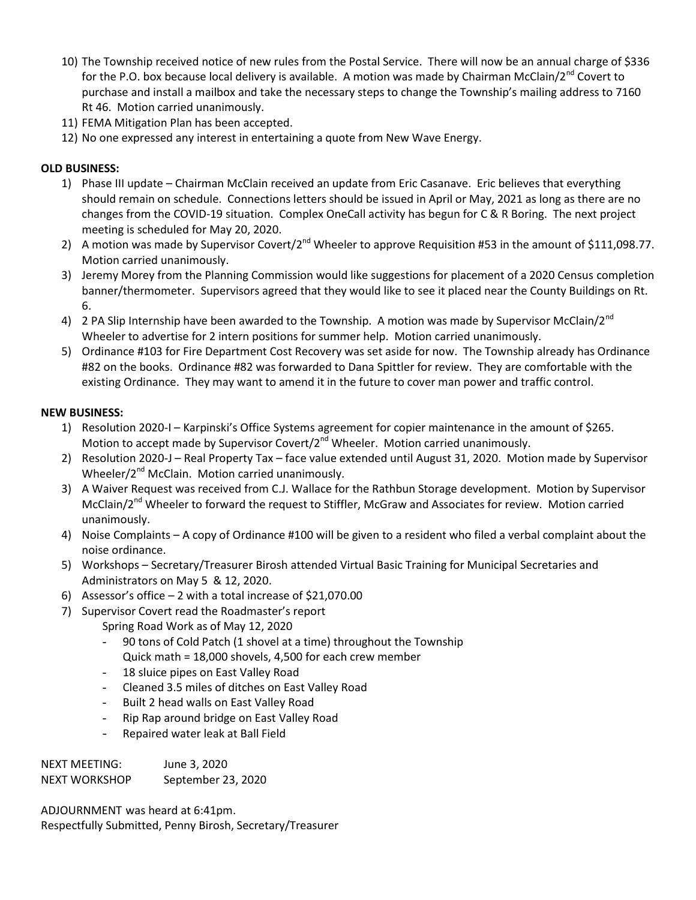10) The Township received notice of new rules from the Postal Service. There will now be an annual charge of $336 for the P.O. box because local delivery is available. A motion was made by Chairman McClain/2nd Covert to purchase and install a mailbox and take the necessary steps to change the Township's mailing address to 7160 Rt 46. Motion carried unanimously.
11) FEMA Mitigation Plan has been accepted.
12) No one expressed any interest in entertaining a quote from New Wave Energy.

**OLD BUSINESS:**

1) Phase III update – Chairman McClain received an update from Eric Casanave. Eric believes that everything should remain on schedule. Connections letters should be issued in April or May, 2021 as long as there are no changes from the COVID-19 situation. Complex OneCall activity has begun for C & R Boring. The next project meeting is scheduled for May 20, 2020.
2) A motion was made by Supervisor Covert/2nd Wheeler to approve Requisition #53 in the amount of $111,098.77. Motion carried unanimously.
3) Jeremy Morey from the Planning Commission would like suggestions for placement of a 2020 Census completion banner/thermometer. Supervisors agreed that they would like to see it placed near the County Buildings on Rt. 6.
4) 2 PA Slip Internship have been awarded to the Township. A motion was made by Supervisor McClain/2nd Wheeler to advertise for 2 intern positions for summer help. Motion carried unanimously.
5) Ordinance #103 for Fire Department Cost Recovery was set aside for now. The Township already has Ordinance #82 on the books. Ordinance #82 was forwarded to Dana Spittler for review. They are comfortable with the existing Ordinance. They may want to amend it in the future to cover man power and traffic control.

**NEW BUSINESS:**

1) Resolution 2020-I – Karpinski's Office Systems agreement for copier maintenance in the amount of $265. Motion to accept made by Supervisor Covert/2nd Wheeler. Motion carried unanimously.
2) Resolution 2020-J – Real Property Tax – face value extended until August 31, 2020. Motion made by Supervisor Wheeler/2nd McClain. Motion carried unanimously.
3) A Waiver Request was received from C.J. Wallace for the Rathbun Storage development. Motion by Supervisor McClain/2nd Wheeler to forward the request to Stiffler, McGraw and Associates for review. Motion carried unanimously.
4) Noise Complaints – A copy of Ordinance #100 will be given to a resident who filed a verbal complaint about the noise ordinance.
5) Workshops – Secretary/Treasurer Birosh attended Virtual Basic Training for Municipal Secretaries and Administrators on May 5 & 12, 2020.
6) Assessor's office – 2 with a total increase of $21,070.00
7) Supervisor Covert read the Roadmaster's report

   Spring Road Work as of May 12, 2020

   - 90 tons of Cold Patch (1 shovel at a time) throughout the Township
     Quick math = 18,000 shovels, 4,500 for each crew member
   - 18 sluice pipes on East Valley Road
   - Cleaned 3.5 miles of ditches on East Valley Road
   - Built 2 head walls on East Valley Road
   - Rip Rap around bridge on East Valley Road
   - Repaired water leak at Ball Field

NEXT MEETING: June 3, 2020
NEXT WORKSHOP September 23, 2020

ADJOURNMENT was heard at 6:41pm.
Respectfully Submitted, Penny Birosh, Secretary/Treasurer